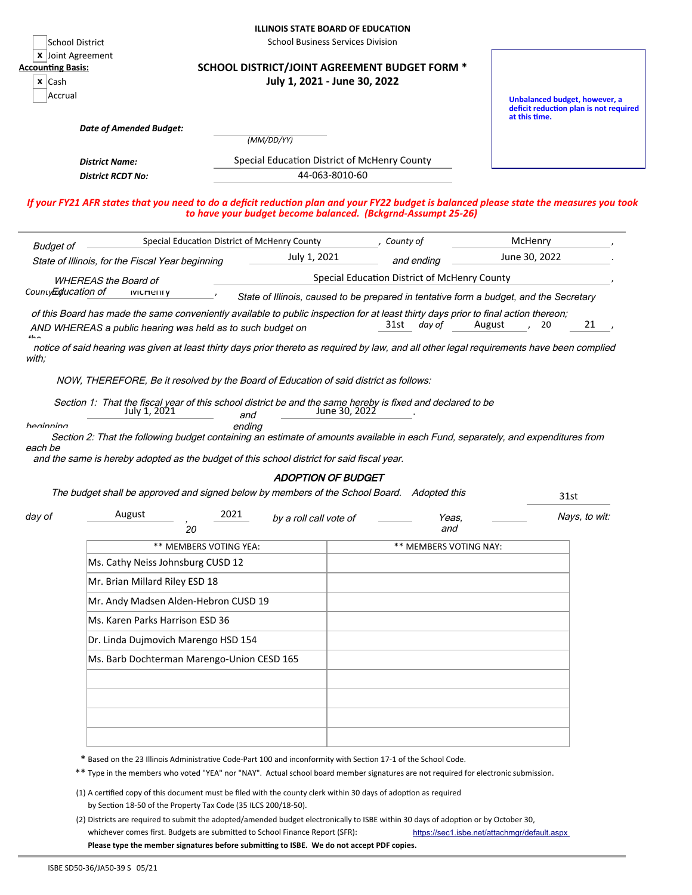☐ School District
☒ Joint Agreement

**Accounting Basis:**
☒ Cash
☐ Accrual

**ILLINOIS STATE BOARD OF EDUCATION**
School Business Services Division

## SCHOOL DISTRICT/JOINT AGREEMENT BUDGET FORM *
### July 1, 2021 - June 30, 2022

**Unbalanced budget, however, a deficit reduction plan is not required at this time.**

***Date of Amended Budget:*** ____________ *(MM/DD/YY)*

***District Name:*** Special Education District of McHenry County

***District RCDT No:*** 44-063-8010-60

***If your FY21 AFR states that you need to do a deficit reduction plan and your FY22 budget is balanced please state the measures you took to have your budget become balanced. (Bckgrnd-Assumpt 25-26)***

---

*Budget of* Special Education District of McHenry County *, County of* McHenry *,*
*State of Illinois, for the Fiscal Year beginning* July 1, 2021 *and ending* June 30, 2022 *.*

*WHEREAS the Board of* Special Education District of McHenry County *,*
*County Education of* McHenry *, State of Illinois, caused to be prepared in tentative form a budget, and the Secretary of this Board has made the same conveniently available to public inspection for at least thirty days prior to final action thereon;*
*AND WHEREAS a public hearing was held as to such budget on the* 31st *day of* August *, 20* 21 *,*
*notice of said hearing was given at least thirty days prior thereto as required by law, and all other legal requirements have been complied with;*

*NOW, THEREFORE, Be it resolved by the Board of Education of said district as follows:*

*Section 1: That the fiscal year of this school district be and the same hereby is fixed and declared to be beginning* July 1, 2021 *and ending* June 30, 2022 *.*

*Section 2: That the following budget containing an estimate of amounts available in each Fund, separately, and expenditures from each be and the same is hereby adopted as the budget of this school district for said fiscal year.*

### *ADOPTION OF BUDGET*

*The budget shall be approved and signed below by members of the School Board. Adopted this* 31st *day of* August *, 20* 2021 *by a roll call vote of* ______ *Yeas, and* ______ *Nays, to wit:*

| ** MEMBERS VOTING YEA: | ** MEMBERS VOTING NAY: |
|---|---|
| Ms. Cathy Neiss Johnsburg CUSD 12 | |
| Mr. Brian Millard Riley ESD 18 | |
| Mr. Andy Madsen Alden-Hebron CUSD 19 | |
| Ms. Karen Parks Harrison ESD 36 | |
| Dr. Linda Dujmovich Marengo HSD 154 | |
| Ms. Barb Dochterman Marengo-Union CESD 165 | |
| | |
| | |
| | |
| | |

\* Based on the 23 Illinois Administrative Code-Part 100 and inconformity with Section 17-1 of the School Code.

** Type in the members who voted "YEA" nor "NAY". Actual school board member signatures are not required for electronic submission.

(1) A certified copy of this document must be filed with the county clerk within 30 days of adoption as required by Section 18-50 of the Property Tax Code (35 ILCS 200/18-50).

(2) Districts are required to submit the adopted/amended budget electronically to ISBE within 30 days of adoption or by October 30, whichever comes first. Budgets are submitted to School Finance Report (SFR): https://sec1.isbe.net/attachmgr/default.aspx
**Please type the member signatures before submitting to ISBE. We do not accept PDF copies.**

ISBE SD50-36/JA50-39 S 05/21